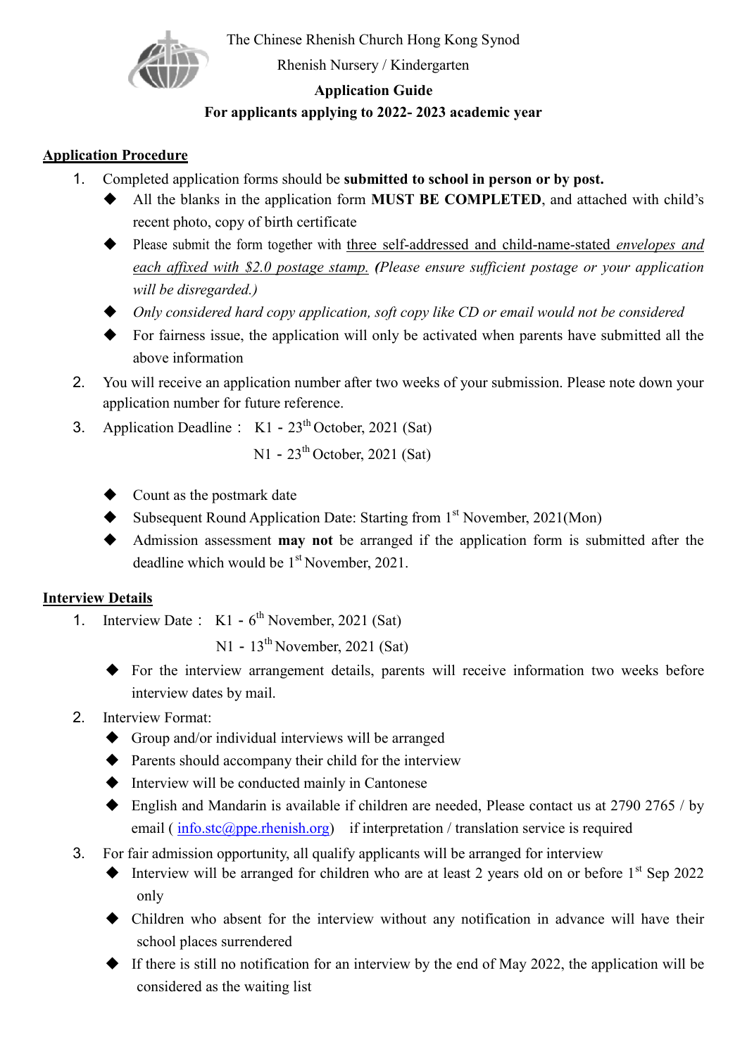The Chinese Rhenish Church Hong Kong Synod

Rhenish Nursery / Kindergarten

**Application Guide**

**For applicants applying to 2022- 2023 academic year**

## Application Procedure

1. Completed application forms should be **submitted to school in person or by post.**
   - All the blanks in the application form **MUST BE COMPLETED**, and attached with child's recent photo, copy of birth certificate
   - Please submit the form together with three self-addressed and child-name-stated *envelopes and each affixed with $2.0 postage stamp.* ***(****Please ensure sufficient postage or your application will be disregarded.)*
   - *Only considered hard copy application, soft copy like CD or email would not be considered*
   - For fairness issue, the application will only be activated when parents have submitted all the above information
2. You will receive an application number after two weeks of your submission. Please note down your application number for future reference.
3. Application Deadline： K1 - 23th October, 2021 (Sat)

   N1 - 23th October, 2021 (Sat)

   - Count as the postmark date
   - Subsequent Round Application Date: Starting from 1st November, 2021(Mon)
   - Admission assessment **may not** be arranged if the application form is submitted after the deadline which would be 1st November, 2021.

## Interview Details

1. Interview Date： K1 - 6th November, 2021 (Sat)

   N1 - 13th November, 2021 (Sat)

   - For the interview arrangement details, parents will receive information two weeks before interview dates by mail.
2. Interview Format:
   - Group and/or individual interviews will be arranged
   - Parents should accompany their child for the interview
   - Interview will be conducted mainly in Cantonese
   - English and Mandarin is available if children are needed, Please contact us at 2790 2765 / by email ( info.stc@ppe.rhenish.org) if interpretation / translation service is required
3. For fair admission opportunity, all qualify applicants will be arranged for interview
   - Interview will be arranged for children who are at least 2 years old on or before 1st Sep 2022 only
   - Children who absent for the interview without any notification in advance will have their school places surrendered
   - If there is still no notification for an interview by the end of May 2022, the application will be considered as the waiting list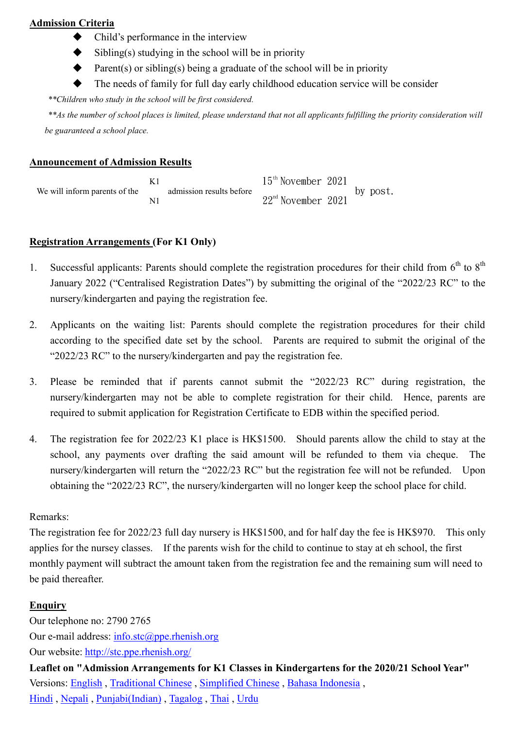## Admission Criteria

- Child's performance in the interview
- Sibling(s) studying in the school will be in priority
- Parent(s) or sibling(s) being a graduate of the school will be in priority
- The needs of family for full day early childhood education service will be consider

*\*\*Children who study in the school will be first considered.*

*\*\*As the number of school places is limited, please understand that not all applicants fulfilling the priority consideration will be guaranteed a school place.*

## Announcement of Admission Results

| | | | | |
|---|---|---|---|---|
| We will inform parents of the | K1 | admission results before | 15th November 2021 | by post. |
| | N1 | | 22nd November 2021 | |

## Registration Arrangements (For K1 Only)

1. Successful applicants: Parents should complete the registration procedures for their child from 6th to 8th January 2022 ("Centralised Registration Dates") by submitting the original of the "2022/23 RC" to the nursery/kindergarten and paying the registration fee.

2. Applicants on the waiting list: Parents should complete the registration procedures for their child according to the specified date set by the school. Parents are required to submit the original of the "2022/23 RC" to the nursery/kindergarten and pay the registration fee.

3. Please be reminded that if parents cannot submit the "2022/23 RC" during registration, the nursery/kindergarten may not be able to complete registration for their child. Hence, parents are required to submit application for Registration Certificate to EDB within the specified period.

4. The registration fee for 2022/23 K1 place is HK$1500. Should parents allow the child to stay at the school, any payments over drafting the said amount will be refunded to them via cheque. The nursery/kindergarten will return the "2022/23 RC" but the registration fee will not be refunded. Upon obtaining the "2022/23 RC", the nursery/kindergarten will no longer keep the school place for child.

Remarks:
The registration fee for 2022/23 full day nursery is HK$1500, and for half day the fee is HK$970. This only applies for the nursey classes. If the parents wish for the child to continue to stay at eh school, the first monthly payment will subtract the amount taken from the registration fee and the remaining sum will need to be paid thereafter.

## Enquiry

Our telephone no: 2790 2765
Our e-mail address: info.stc@ppe.rhenish.org
Our website: http://stc.ppe.rhenish.org/

**Leaflet on "Admission Arrangements for K1 Classes in Kindergartens for the 2020/21 School Year"**
Versions: English , Traditional Chinese , Simplified Chinese , Bahasa Indonesia , Hindi , Nepali , Punjabi(Indian) , Tagalog , Thai , Urdu